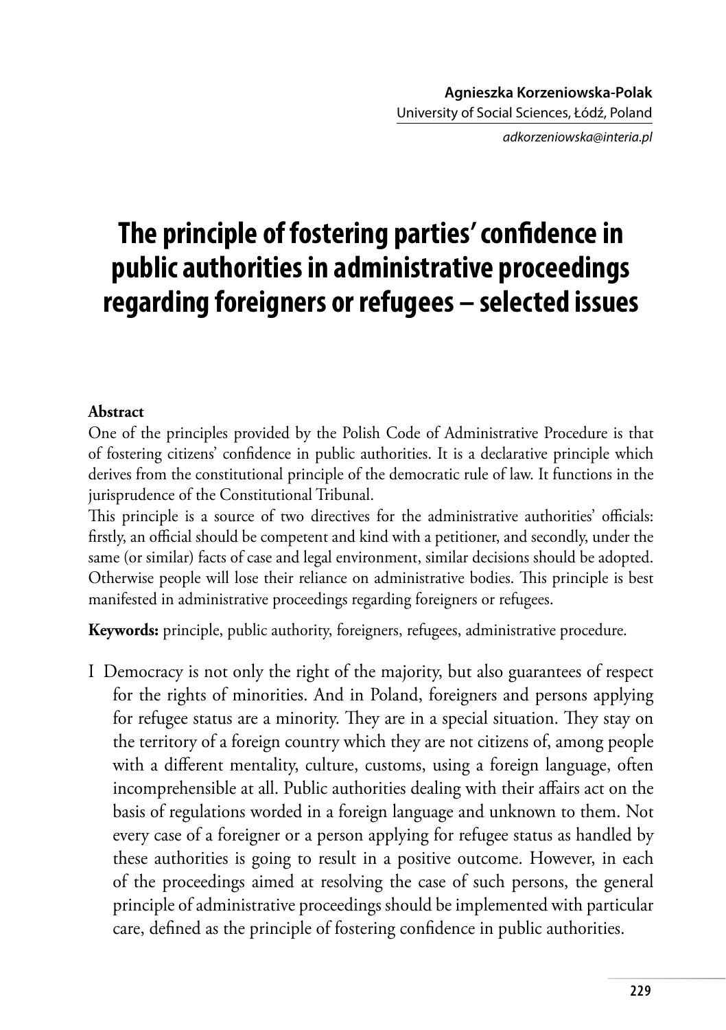**Agnieszka Korzeniowska-Polak**
University of Social Sciences, Łódź, Poland
*adkorzeniowska@interia.pl*

# The principle of fostering parties' confidence in public authorities in administrative proceedings regarding foreigners or refugees – selected issues

**Abstract**

One of the principles provided by the Polish Code of Administrative Procedure is that of fostering citizens' confidence in public authorities. It is a declarative principle which derives from the constitutional principle of the democratic rule of law. It functions in the jurisprudence of the Constitutional Tribunal.

This principle is a source of two directives for the administrative authorities' officials: firstly, an official should be competent and kind with a petitioner, and secondly, under the same (or similar) facts of case and legal environment, similar decisions should be adopted. Otherwise people will lose their reliance on administrative bodies. This principle is best manifested in administrative proceedings regarding foreigners or refugees.

**Keywords:** principle, public authority, foreigners, refugees, administrative procedure.

I Democracy is not only the right of the majority, but also guarantees of respect for the rights of minorities. And in Poland, foreigners and persons applying for refugee status are a minority. They are in a special situation. They stay on the territory of a foreign country which they are not citizens of, among people with a different mentality, culture, customs, using a foreign language, often incomprehensible at all. Public authorities dealing with their affairs act on the basis of regulations worded in a foreign language and unknown to them. Not every case of a foreigner or a person applying for refugee status as handled by these authorities is going to result in a positive outcome. However, in each of the proceedings aimed at resolving the case of such persons, the general principle of administrative proceedings should be implemented with particular care, defined as the principle of fostering confidence in public authorities.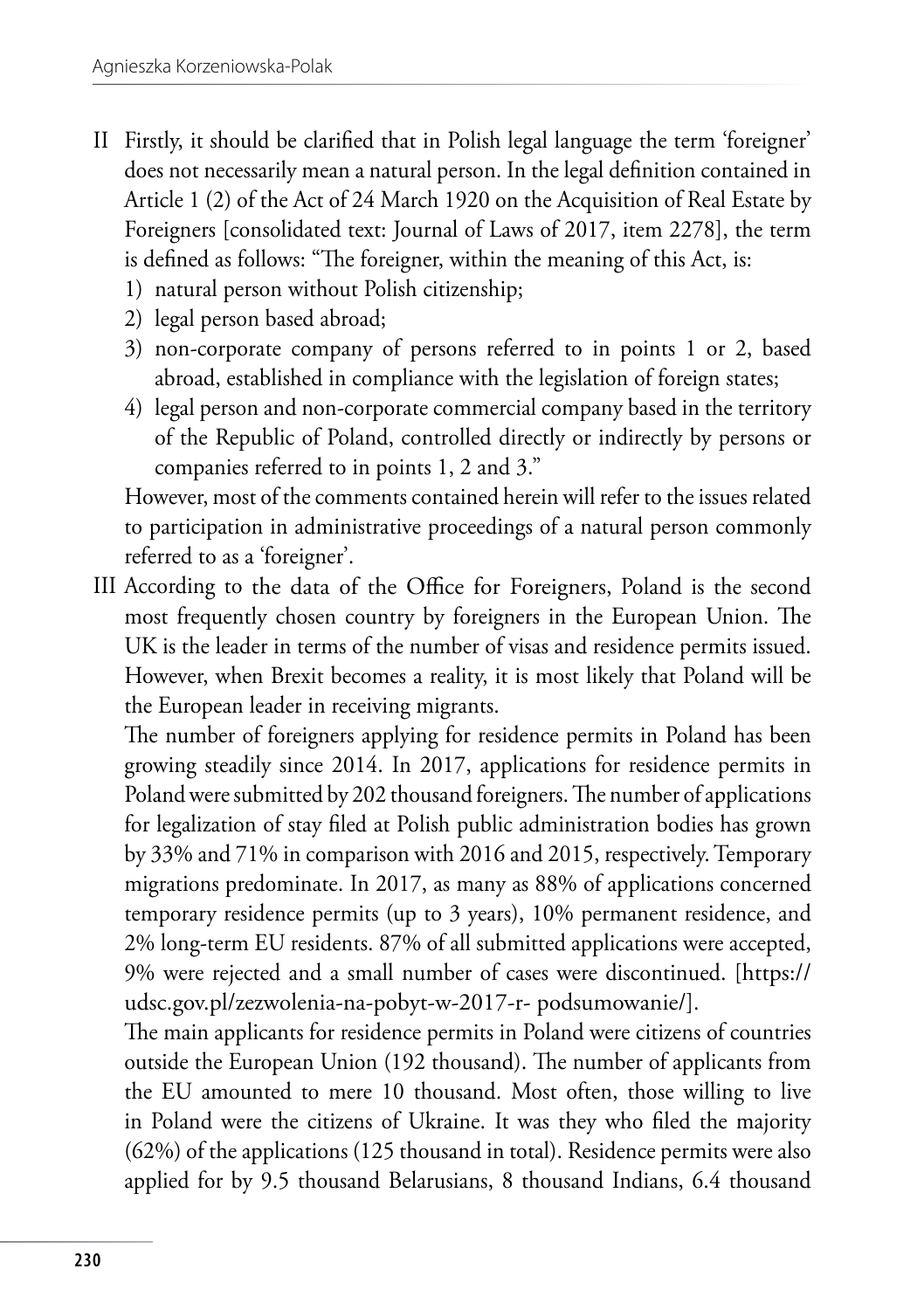II Firstly, it should be clarified that in Polish legal language the term 'foreigner' does not necessarily mean a natural person. In the legal definition contained in Article 1 (2) of the Act of 24 March 1920 on the Acquisition of Real Estate by Foreigners [consolidated text: Journal of Laws of 2017, item 2278], the term is defined as follows: "The foreigner, within the meaning of this Act, is:

1) natural person without Polish citizenship;
2) legal person based abroad;
3) non-corporate company of persons referred to in points 1 or 2, based abroad, established in compliance with the legislation of foreign states;
4) legal person and non-corporate commercial company based in the territory of the Republic of Poland, controlled directly or indirectly by persons or companies referred to in points 1, 2 and 3."

However, most of the comments contained herein will refer to the issues related to participation in administrative proceedings of a natural person commonly referred to as a 'foreigner'.

III According to the data of the Office for Foreigners, Poland is the second most frequently chosen country by foreigners in the European Union. The UK is the leader in terms of the number of visas and residence permits issued. However, when Brexit becomes a reality, it is most likely that Poland will be the European leader in receiving migrants.

The number of foreigners applying for residence permits in Poland has been growing steadily since 2014. In 2017, applications for residence permits in Poland were submitted by 202 thousand foreigners. The number of applications for legalization of stay filed at Polish public administration bodies has grown by 33% and 71% in comparison with 2016 and 2015, respectively. Temporary migrations predominate. In 2017, as many as 88% of applications concerned temporary residence permits (up to 3 years), 10% permanent residence, and 2% long-term EU residents. 87% of all submitted applications were accepted, 9% were rejected and a small number of cases were discontinued. [https://udsc.gov.pl/zezwolenia-na-pobyt-w-2017-r- podsumowanie/].

The main applicants for residence permits in Poland were citizens of countries outside the European Union (192 thousand). The number of applicants from the EU amounted to mere 10 thousand. Most often, those willing to live in Poland were the citizens of Ukraine. It was they who filed the majority (62%) of the applications (125 thousand in total). Residence permits were also applied for by 9.5 thousand Belarusians, 8 thousand Indians, 6.4 thousand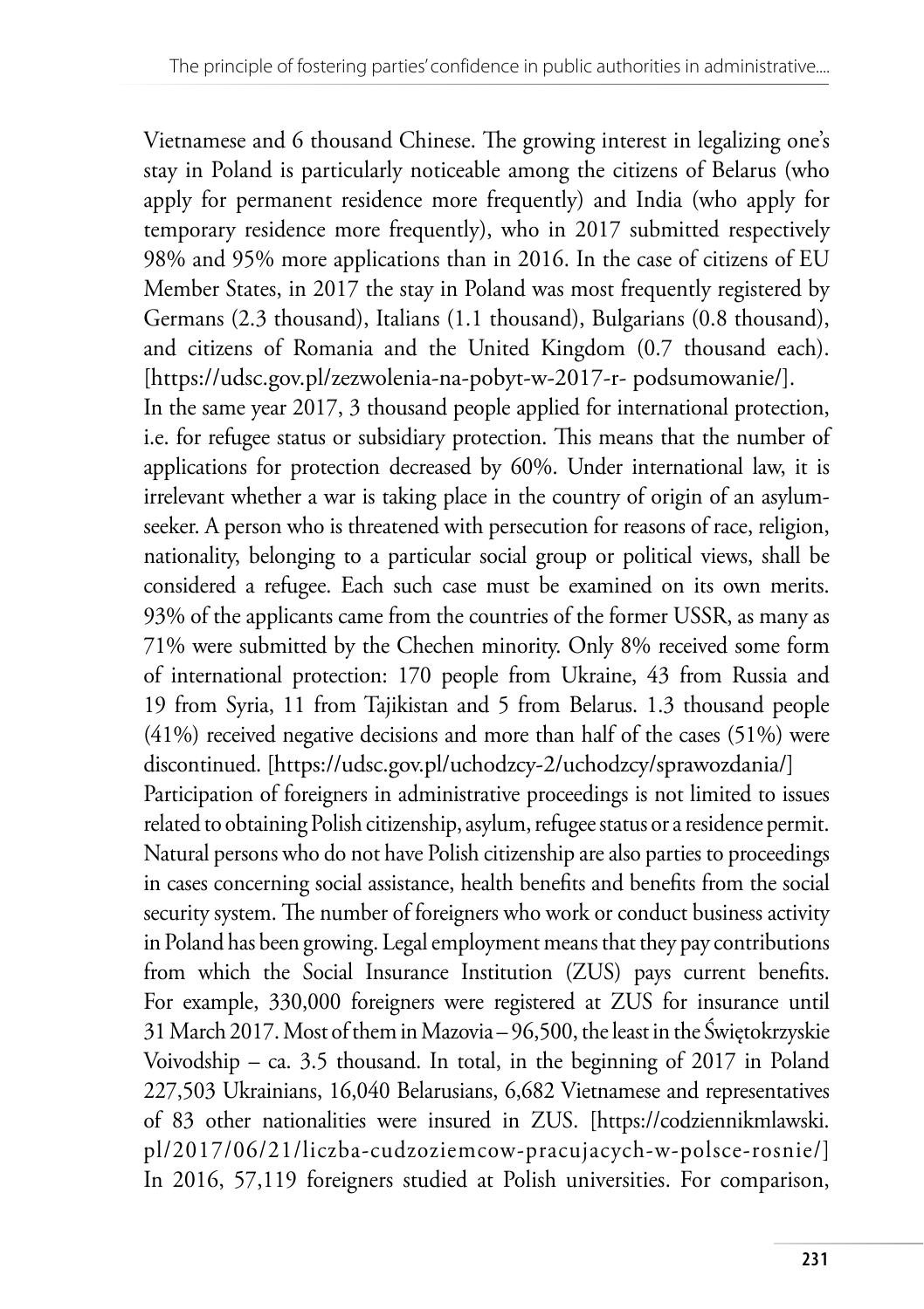Vietnamese and 6 thousand Chinese. The growing interest in legalizing one's stay in Poland is particularly noticeable among the citizens of Belarus (who apply for permanent residence more frequently) and India (who apply for temporary residence more frequently), who in 2017 submitted respectively 98% and 95% more applications than in 2016. In the case of citizens of EU Member States, in 2017 the stay in Poland was most frequently registered by Germans (2.3 thousand), Italians (1.1 thousand), Bulgarians (0.8 thousand), and citizens of Romania and the United Kingdom (0.7 thousand each). [https://udsc.gov.pl/zezwolenia-na-pobyt-w-2017-r- podsumowanie/].

In the same year 2017, 3 thousand people applied for international protection, i.e. for refugee status or subsidiary protection. This means that the number of applications for protection decreased by 60%. Under international law, it is irrelevant whether a war is taking place in the country of origin of an asylum-seeker. A person who is threatened with persecution for reasons of race, religion, nationality, belonging to a particular social group or political views, shall be considered a refugee. Each such case must be examined on its own merits. 93% of the applicants came from the countries of the former USSR, as many as 71% were submitted by the Chechen minority. Only 8% received some form of international protection: 170 people from Ukraine, 43 from Russia and 19 from Syria, 11 from Tajikistan and 5 from Belarus. 1.3 thousand people (41%) received negative decisions and more than half of the cases (51%) were discontinued. [https://udsc.gov.pl/uchodzcy-2/uchodzcy/sprawozdania/]

Participation of foreigners in administrative proceedings is not limited to issues related to obtaining Polish citizenship, asylum, refugee status or a residence permit. Natural persons who do not have Polish citizenship are also parties to proceedings in cases concerning social assistance, health benefits and benefits from the social security system. The number of foreigners who work or conduct business activity in Poland has been growing. Legal employment means that they pay contributions from which the Social Insurance Institution (ZUS) pays current benefits. For example, 330,000 foreigners were registered at ZUS for insurance until 31 March 2017. Most of them in Mazovia – 96,500, the least in the Świętokrzyskie Voivodship – ca. 3.5 thousand. In total, in the beginning of 2017 in Poland 227,503 Ukrainians, 16,040 Belarusians, 6,682 Vietnamese and representatives of 83 other nationalities were insured in ZUS. [https://codziennikmlawski.pl/2017/06/21/liczba-cudzoziemcow-pracujacych-w-polsce-rosnie/]

In 2016, 57,119 foreigners studied at Polish universities. For comparison,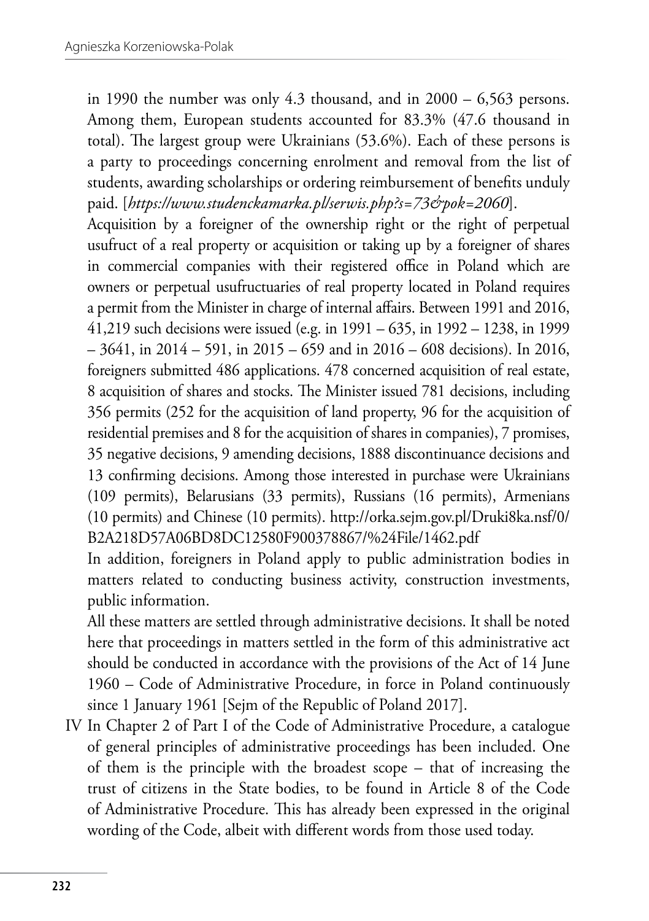in 1990 the number was only 4.3 thousand, and in 2000 – 6,563 persons. Among them, European students accounted for 83.3% (47.6 thousand in total). The largest group were Ukrainians (53.6%). Each of these persons is a party to proceedings concerning enrolment and removal from the list of students, awarding scholarships or ordering reimbursement of benefits unduly paid. [*https://www.studenckamarka.pl/serwis.php?s=73&pok=2060*].

Acquisition by a foreigner of the ownership right or the right of perpetual usufruct of a real property or acquisition or taking up by a foreigner of shares in commercial companies with their registered office in Poland which are owners or perpetual usufructuaries of real property located in Poland requires a permit from the Minister in charge of internal affairs. Between 1991 and 2016, 41,219 such decisions were issued (e.g. in 1991 – 635, in 1992 – 1238, in 1999 – 3641, in 2014 – 591, in 2015 – 659 and in 2016 – 608 decisions). In 2016, foreigners submitted 486 applications. 478 concerned acquisition of real estate, 8 acquisition of shares and stocks. The Minister issued 781 decisions, including 356 permits (252 for the acquisition of land property, 96 for the acquisition of residential premises and 8 for the acquisition of shares in companies), 7 promises, 35 negative decisions, 9 amending decisions, 1888 discontinuance decisions and 13 confirming decisions. Among those interested in purchase were Ukrainians (109 permits), Belarusians (33 permits), Russians (16 permits), Armenians (10 permits) and Chinese (10 permits). http://orka.sejm.gov.pl/Druki8ka.nsf/0/B2A218D57A06BD8DC12580F900378867/%24File/1462.pdf

In addition, foreigners in Poland apply to public administration bodies in matters related to conducting business activity, construction investments, public information.

All these matters are settled through administrative decisions. It shall be noted here that proceedings in matters settled in the form of this administrative act should be conducted in accordance with the provisions of the Act of 14 June 1960 – Code of Administrative Procedure, in force in Poland continuously since 1 January 1961 [Sejm of the Republic of Poland 2017].

IV In Chapter 2 of Part I of the Code of Administrative Procedure, a catalogue of general principles of administrative proceedings has been included. One of them is the principle with the broadest scope – that of increasing the trust of citizens in the State bodies, to be found in Article 8 of the Code of Administrative Procedure. This has already been expressed in the original wording of the Code, albeit with different words from those used today.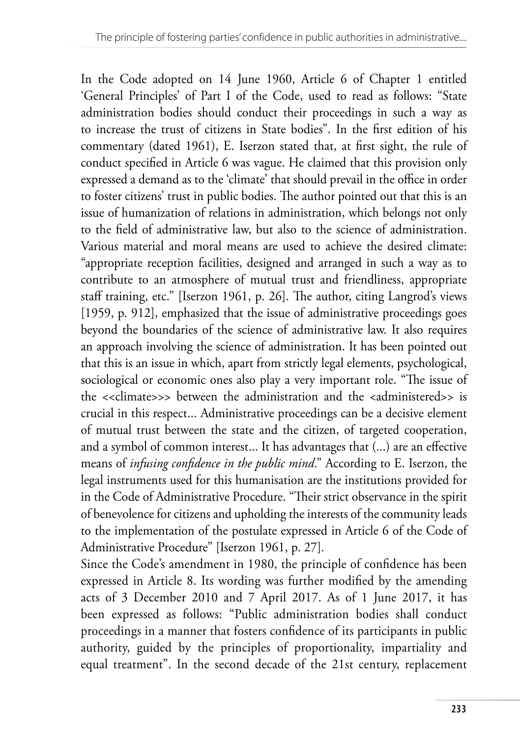In the Code adopted on 14 June 1960, Article 6 of Chapter 1 entitled 'General Principles' of Part I of the Code, used to read as follows: "State administration bodies should conduct their proceedings in such a way as to increase the trust of citizens in State bodies". In the first edition of his commentary (dated 1961), E. Iserzon stated that, at first sight, the rule of conduct specified in Article 6 was vague. He claimed that this provision only expressed a demand as to the 'climate' that should prevail in the office in order to foster citizens' trust in public bodies. The author pointed out that this is an issue of humanization of relations in administration, which belongs not only to the field of administrative law, but also to the science of administration. Various material and moral means are used to achieve the desired climate: "appropriate reception facilities, designed and arranged in such a way as to contribute to an atmosphere of mutual trust and friendliness, appropriate staff training, etc." [Iserzon 1961, p. 26]. The author, citing Langrod's views [1959, p. 912], emphasized that the issue of administrative proceedings goes beyond the boundaries of the science of administrative law. It also requires an approach involving the science of administration. It has been pointed out that this is an issue in which, apart from strictly legal elements, psychological, sociological or economic ones also play a very important role. "The issue of the <<climate>>> between the administration and the <administered>> is crucial in this respect... Administrative proceedings can be a decisive element of mutual trust between the state and the citizen, of targeted cooperation, and a symbol of common interest... It has advantages that (...) are an effective means of *infusing confidence in the public mind*." According to E. Iserzon, the legal instruments used for this humanisation are the institutions provided for in the Code of Administrative Procedure. "Their strict observance in the spirit of benevolence for citizens and upholding the interests of the community leads to the implementation of the postulate expressed in Article 6 of the Code of Administrative Procedure" [Iserzon 1961, p. 27].

Since the Code's amendment in 1980, the principle of confidence has been expressed in Article 8. Its wording was further modified by the amending acts of 3 December 2010 and 7 April 2017. As of 1 June 2017, it has been expressed as follows: "Public administration bodies shall conduct proceedings in a manner that fosters confidence of its participants in public authority, guided by the principles of proportionality, impartiality and equal treatment". In the second decade of the 21st century, replacement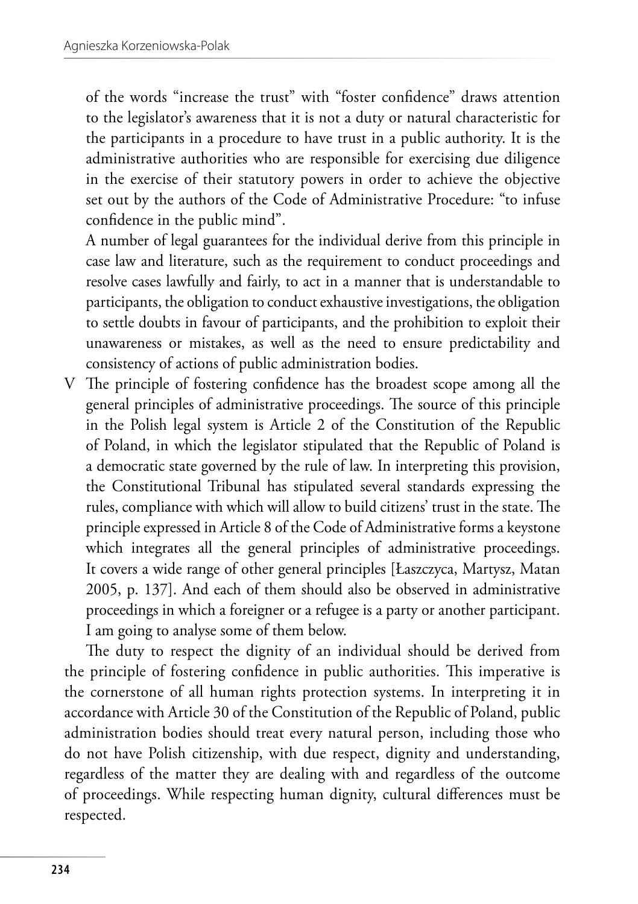of the words "increase the trust" with "foster confidence" draws attention to the legislator's awareness that it is not a duty or natural characteristic for the participants in a procedure to have trust in a public authority. It is the administrative authorities who are responsible for exercising due diligence in the exercise of their statutory powers in order to achieve the objective set out by the authors of the Code of Administrative Procedure: "to infuse confidence in the public mind".

A number of legal guarantees for the individual derive from this principle in case law and literature, such as the requirement to conduct proceedings and resolve cases lawfully and fairly, to act in a manner that is understandable to participants, the obligation to conduct exhaustive investigations, the obligation to settle doubts in favour of participants, and the prohibition to exploit their unawareness or mistakes, as well as the need to ensure predictability and consistency of actions of public administration bodies.

V The principle of fostering confidence has the broadest scope among all the general principles of administrative proceedings. The source of this principle in the Polish legal system is Article 2 of the Constitution of the Republic of Poland, in which the legislator stipulated that the Republic of Poland is a democratic state governed by the rule of law. In interpreting this provision, the Constitutional Tribunal has stipulated several standards expressing the rules, compliance with which will allow to build citizens' trust in the state. The principle expressed in Article 8 of the Code of Administrative forms a keystone which integrates all the general principles of administrative proceedings. It covers a wide range of other general principles [Łaszczyca, Martysz, Matan 2005, p. 137]. And each of them should also be observed in administrative proceedings in which a foreigner or a refugee is a party or another participant. I am going to analyse some of them below.

The duty to respect the dignity of an individual should be derived from the principle of fostering confidence in public authorities. This imperative is the cornerstone of all human rights protection systems. In interpreting it in accordance with Article 30 of the Constitution of the Republic of Poland, public administration bodies should treat every natural person, including those who do not have Polish citizenship, with due respect, dignity and understanding, regardless of the matter they are dealing with and regardless of the outcome of proceedings. While respecting human dignity, cultural differences must be respected.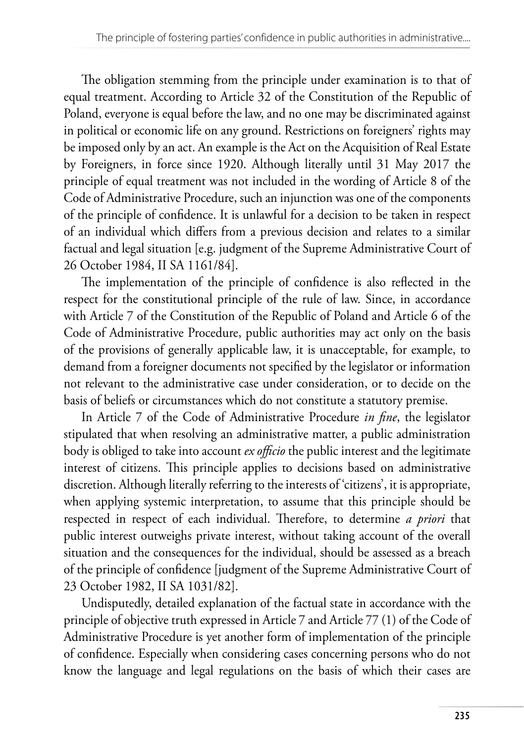The obligation stemming from the principle under examination is to that of equal treatment. According to Article 32 of the Constitution of the Republic of Poland, everyone is equal before the law, and no one may be discriminated against in political or economic life on any ground. Restrictions on foreigners' rights may be imposed only by an act. An example is the Act on the Acquisition of Real Estate by Foreigners, in force since 1920. Although literally until 31 May 2017 the principle of equal treatment was not included in the wording of Article 8 of the Code of Administrative Procedure, such an injunction was one of the components of the principle of confidence. It is unlawful for a decision to be taken in respect of an individual which differs from a previous decision and relates to a similar factual and legal situation [e.g. judgment of the Supreme Administrative Court of 26 October 1984, II SA 1161/84].

The implementation of the principle of confidence is also reflected in the respect for the constitutional principle of the rule of law. Since, in accordance with Article 7 of the Constitution of the Republic of Poland and Article 6 of the Code of Administrative Procedure, public authorities may act only on the basis of the provisions of generally applicable law, it is unacceptable, for example, to demand from a foreigner documents not specified by the legislator or information not relevant to the administrative case under consideration, or to decide on the basis of beliefs or circumstances which do not constitute a statutory premise.

In Article 7 of the Code of Administrative Procedure *in fine*, the legislator stipulated that when resolving an administrative matter, a public administration body is obliged to take into account *ex officio* the public interest and the legitimate interest of citizens. This principle applies to decisions based on administrative discretion. Although literally referring to the interests of 'citizens', it is appropriate, when applying systemic interpretation, to assume that this principle should be respected in respect of each individual. Therefore, to determine *a priori* that public interest outweighs private interest, without taking account of the overall situation and the consequences for the individual, should be assessed as a breach of the principle of confidence [judgment of the Supreme Administrative Court of 23 October 1982, II SA 1031/82].

Undisputedly, detailed explanation of the factual state in accordance with the principle of objective truth expressed in Article 7 and Article 77 (1) of the Code of Administrative Procedure is yet another form of implementation of the principle of confidence. Especially when considering cases concerning persons who do not know the language and legal regulations on the basis of which their cases are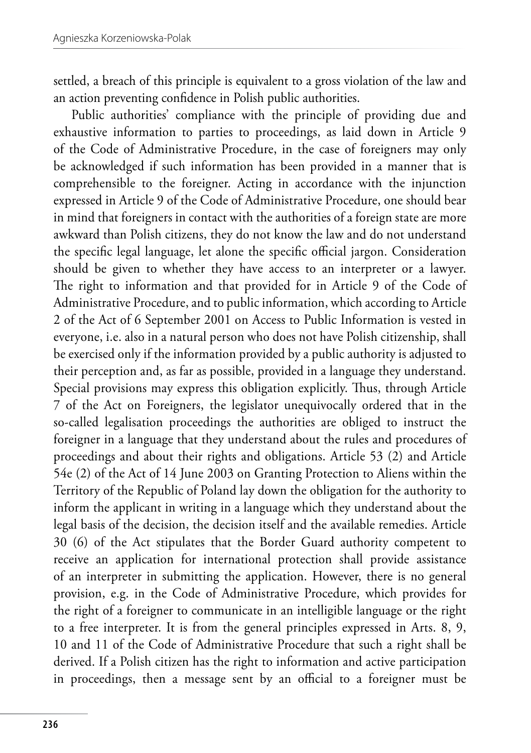settled, a breach of this principle is equivalent to a gross violation of the law and an action preventing confidence in Polish public authorities.

Public authorities' compliance with the principle of providing due and exhaustive information to parties to proceedings, as laid down in Article 9 of the Code of Administrative Procedure, in the case of foreigners may only be acknowledged if such information has been provided in a manner that is comprehensible to the foreigner. Acting in accordance with the injunction expressed in Article 9 of the Code of Administrative Procedure, one should bear in mind that foreigners in contact with the authorities of a foreign state are more awkward than Polish citizens, they do not know the law and do not understand the specific legal language, let alone the specific official jargon. Consideration should be given to whether they have access to an interpreter or a lawyer. The right to information and that provided for in Article 9 of the Code of Administrative Procedure, and to public information, which according to Article 2 of the Act of 6 September 2001 on Access to Public Information is vested in everyone, i.e. also in a natural person who does not have Polish citizenship, shall be exercised only if the information provided by a public authority is adjusted to their perception and, as far as possible, provided in a language they understand. Special provisions may express this obligation explicitly. Thus, through Article 7 of the Act on Foreigners, the legislator unequivocally ordered that in the so-called legalisation proceedings the authorities are obliged to instruct the foreigner in a language that they understand about the rules and procedures of proceedings and about their rights and obligations. Article 53 (2) and Article 54e (2) of the Act of 14 June 2003 on Granting Protection to Aliens within the Territory of the Republic of Poland lay down the obligation for the authority to inform the applicant in writing in a language which they understand about the legal basis of the decision, the decision itself and the available remedies. Article 30 (6) of the Act stipulates that the Border Guard authority competent to receive an application for international protection shall provide assistance of an interpreter in submitting the application. However, there is no general provision, e.g. in the Code of Administrative Procedure, which provides for the right of a foreigner to communicate in an intelligible language or the right to a free interpreter. It is from the general principles expressed in Arts. 8, 9, 10 and 11 of the Code of Administrative Procedure that such a right shall be derived. If a Polish citizen has the right to information and active participation in proceedings, then a message sent by an official to a foreigner must be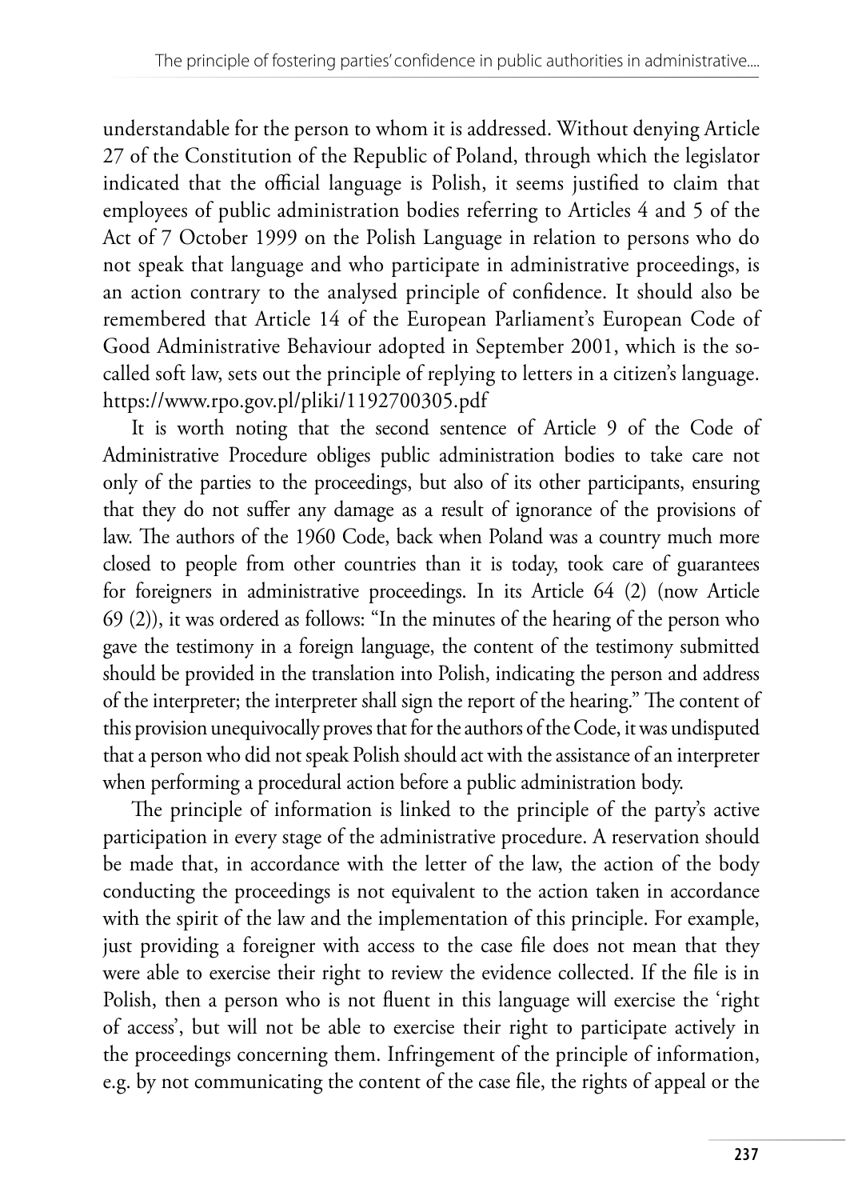understandable for the person to whom it is addressed. Without denying Article 27 of the Constitution of the Republic of Poland, through which the legislator indicated that the official language is Polish, it seems justified to claim that employees of public administration bodies referring to Articles 4 and 5 of the Act of 7 October 1999 on the Polish Language in relation to persons who do not speak that language and who participate in administrative proceedings, is an action contrary to the analysed principle of confidence. It should also be remembered that Article 14 of the European Parliament's European Code of Good Administrative Behaviour adopted in September 2001, which is the so-called soft law, sets out the principle of replying to letters in a citizen's language. https://www.rpo.gov.pl/pliki/1192700305.pdf

It is worth noting that the second sentence of Article 9 of the Code of Administrative Procedure obliges public administration bodies to take care not only of the parties to the proceedings, but also of its other participants, ensuring that they do not suffer any damage as a result of ignorance of the provisions of law. The authors of the 1960 Code, back when Poland was a country much more closed to people from other countries than it is today, took care of guarantees for foreigners in administrative proceedings. In its Article 64 (2) (now Article 69 (2)), it was ordered as follows: "In the minutes of the hearing of the person who gave the testimony in a foreign language, the content of the testimony submitted should be provided in the translation into Polish, indicating the person and address of the interpreter; the interpreter shall sign the report of the hearing." The content of this provision unequivocally proves that for the authors of the Code, it was undisputed that a person who did not speak Polish should act with the assistance of an interpreter when performing a procedural action before a public administration body.

The principle of information is linked to the principle of the party's active participation in every stage of the administrative procedure. A reservation should be made that, in accordance with the letter of the law, the action of the body conducting the proceedings is not equivalent to the action taken in accordance with the spirit of the law and the implementation of this principle. For example, just providing a foreigner with access to the case file does not mean that they were able to exercise their right to review the evidence collected. If the file is in Polish, then a person who is not fluent in this language will exercise the 'right of access', but will not be able to exercise their right to participate actively in the proceedings concerning them. Infringement of the principle of information, e.g. by not communicating the content of the case file, the rights of appeal or the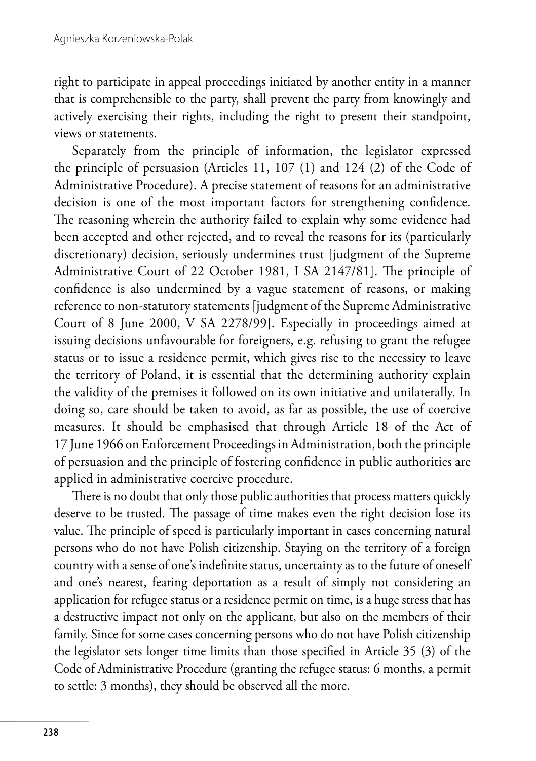right to participate in appeal proceedings initiated by another entity in a manner that is comprehensible to the party, shall prevent the party from knowingly and actively exercising their rights, including the right to present their standpoint, views or statements.

Separately from the principle of information, the legislator expressed the principle of persuasion (Articles 11, 107 (1) and 124 (2) of the Code of Administrative Procedure). A precise statement of reasons for an administrative decision is one of the most important factors for strengthening confidence. The reasoning wherein the authority failed to explain why some evidence had been accepted and other rejected, and to reveal the reasons for its (particularly discretionary) decision, seriously undermines trust [judgment of the Supreme Administrative Court of 22 October 1981, I SA 2147/81]. The principle of confidence is also undermined by a vague statement of reasons, or making reference to non-statutory statements [judgment of the Supreme Administrative Court of 8 June 2000, V SA 2278/99]. Especially in proceedings aimed at issuing decisions unfavourable for foreigners, e.g. refusing to grant the refugee status or to issue a residence permit, which gives rise to the necessity to leave the territory of Poland, it is essential that the determining authority explain the validity of the premises it followed on its own initiative and unilaterally. In doing so, care should be taken to avoid, as far as possible, the use of coercive measures. It should be emphasised that through Article 18 of the Act of 17 June 1966 on Enforcement Proceedings in Administration, both the principle of persuasion and the principle of fostering confidence in public authorities are applied in administrative coercive procedure.

There is no doubt that only those public authorities that process matters quickly deserve to be trusted. The passage of time makes even the right decision lose its value. The principle of speed is particularly important in cases concerning natural persons who do not have Polish citizenship. Staying on the territory of a foreign country with a sense of one's indefinite status, uncertainty as to the future of oneself and one's nearest, fearing deportation as a result of simply not considering an application for refugee status or a residence permit on time, is a huge stress that has a destructive impact not only on the applicant, but also on the members of their family. Since for some cases concerning persons who do not have Polish citizenship the legislator sets longer time limits than those specified in Article 35 (3) of the Code of Administrative Procedure (granting the refugee status: 6 months, a permit to settle: 3 months), they should be observed all the more.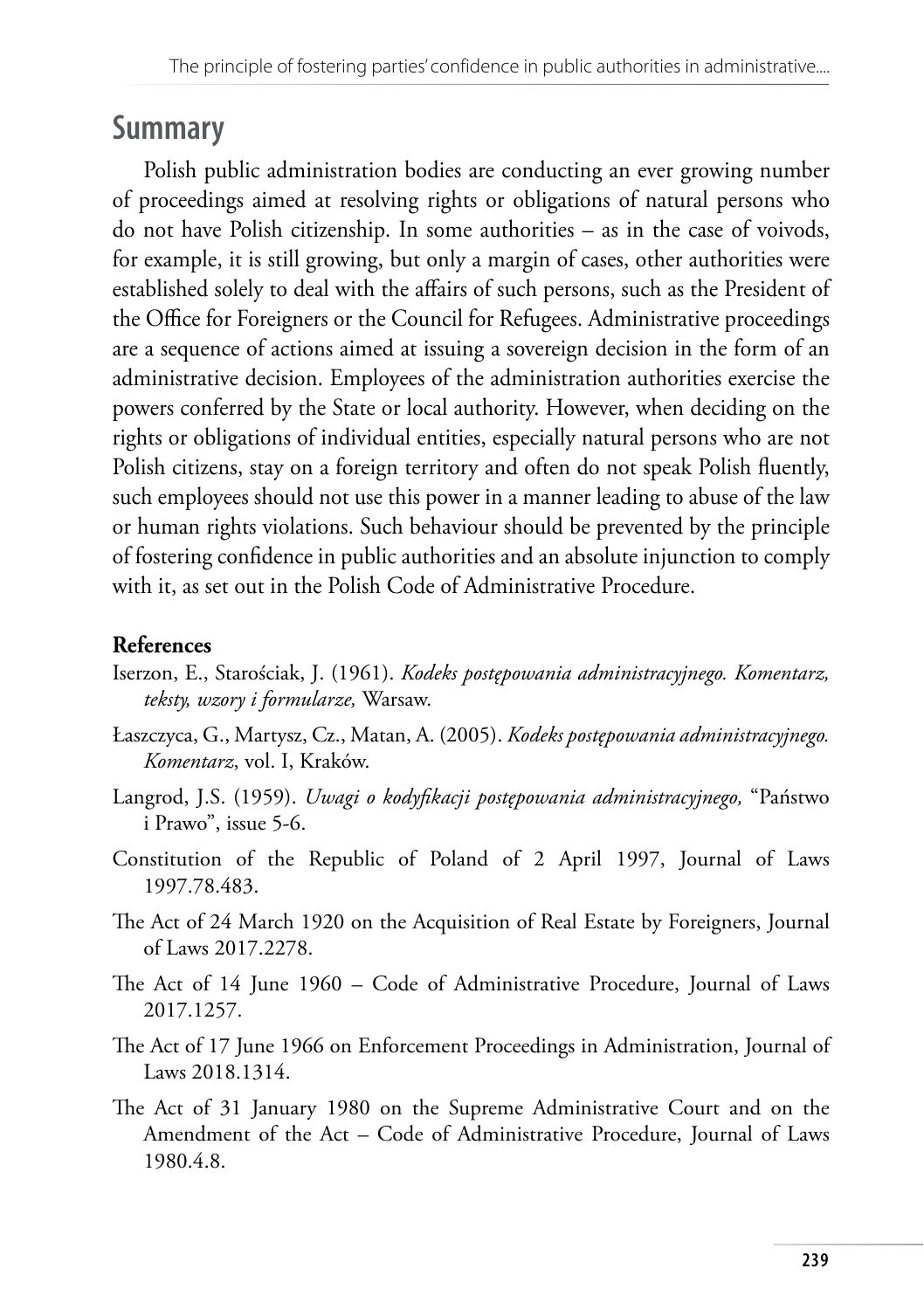## Summary

Polish public administration bodies are conducting an ever growing number of proceedings aimed at resolving rights or obligations of natural persons who do not have Polish citizenship. In some authorities – as in the case of voivods, for example, it is still growing, but only a margin of cases, other authorities were established solely to deal with the affairs of such persons, such as the President of the Office for Foreigners or the Council for Refugees. Administrative proceedings are a sequence of actions aimed at issuing a sovereign decision in the form of an administrative decision. Employees of the administration authorities exercise the powers conferred by the State or local authority. However, when deciding on the rights or obligations of individual entities, especially natural persons who are not Polish citizens, stay on a foreign territory and often do not speak Polish fluently, such employees should not use this power in a manner leading to abuse of the law or human rights violations. Such behaviour should be prevented by the principle of fostering confidence in public authorities and an absolute injunction to comply with it, as set out in the Polish Code of Administrative Procedure.

**References**

Iserzon, E., Starościak, J. (1961). *Kodeks postępowania administracyjnego. Komentarz, teksty, wzory i formularze,* Warsaw.

Łaszczyca, G., Martysz, Cz., Matan, A. (2005). *Kodeks postępowania administracyjnego. Komentarz*, vol. I, Kraków.

Langrod, J.S. (1959). *Uwagi o kodyfikacji postępowania administracyjnego,* "Państwo i Prawo", issue 5-6.

Constitution of the Republic of Poland of 2 April 1997, Journal of Laws 1997.78.483.

The Act of 24 March 1920 on the Acquisition of Real Estate by Foreigners, Journal of Laws 2017.2278.

The Act of 14 June 1960 – Code of Administrative Procedure, Journal of Laws 2017.1257.

The Act of 17 June 1966 on Enforcement Proceedings in Administration, Journal of Laws 2018.1314.

The Act of 31 January 1980 on the Supreme Administrative Court and on the Amendment of the Act – Code of Administrative Procedure, Journal of Laws 1980.4.8.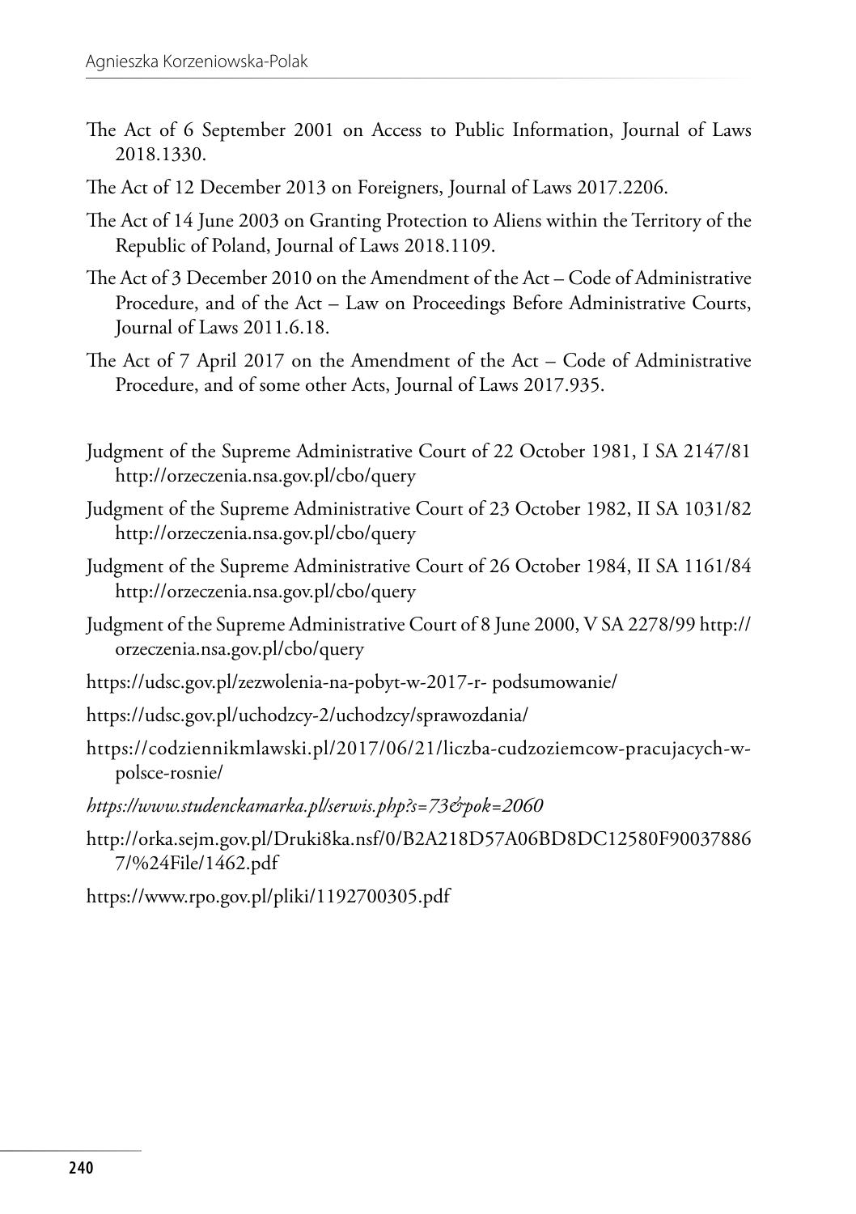The Act of 6 September 2001 on Access to Public Information, Journal of Laws 2018.1330.

The Act of 12 December 2013 on Foreigners, Journal of Laws 2017.2206.

The Act of 14 June 2003 on Granting Protection to Aliens within the Territory of the Republic of Poland, Journal of Laws 2018.1109.

The Act of 3 December 2010 on the Amendment of the Act – Code of Administrative Procedure, and of the Act – Law on Proceedings Before Administrative Courts, Journal of Laws 2011.6.18.

The Act of 7 April 2017 on the Amendment of the Act – Code of Administrative Procedure, and of some other Acts, Journal of Laws 2017.935.

Judgment of the Supreme Administrative Court of 22 October 1981, I SA 2147/81 http://orzeczenia.nsa.gov.pl/cbo/query

Judgment of the Supreme Administrative Court of 23 October 1982, II SA 1031/82 http://orzeczenia.nsa.gov.pl/cbo/query

Judgment of the Supreme Administrative Court of 26 October 1984, II SA 1161/84 http://orzeczenia.nsa.gov.pl/cbo/query

Judgment of the Supreme Administrative Court of 8 June 2000, V SA 2278/99 http://orzeczenia.nsa.gov.pl/cbo/query

https://udsc.gov.pl/zezwolenia-na-pobyt-w-2017-r- podsumowanie/

https://udsc.gov.pl/uchodzcy-2/uchodzcy/sprawozdania/

https://codziennikmlawski.pl/2017/06/21/liczba-cudzoziemcow-pracujacych-w-polsce-rosnie/

*https://www.studenckamarka.pl/serwis.php?s=73&pok=2060*

http://orka.sejm.gov.pl/Druki8ka.nsf/0/B2A218D57A06BD8DC12580F900378867/%24File/1462.pdf

https://www.rpo.gov.pl/pliki/1192700305.pdf